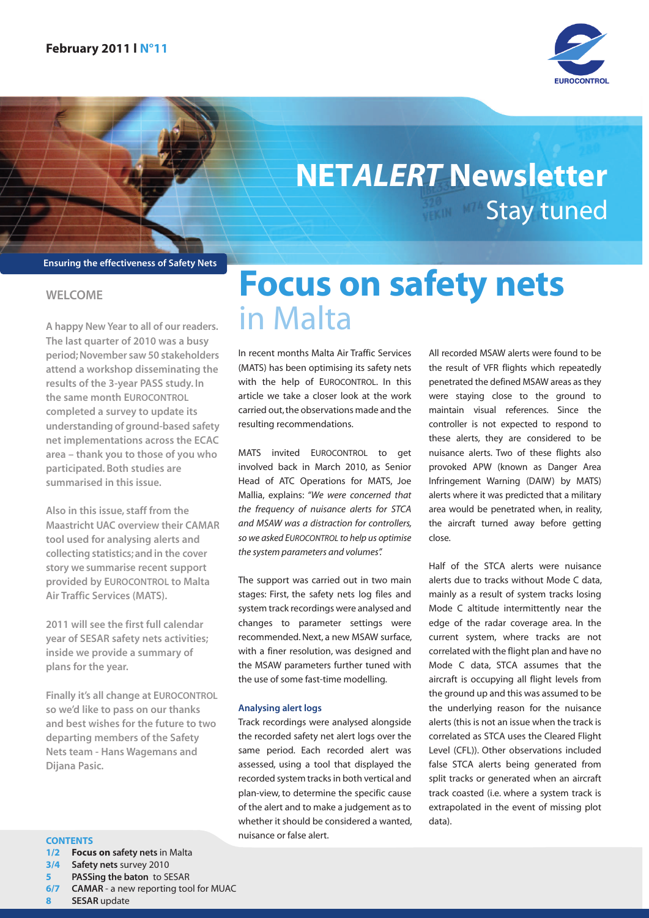February 2011 | N°11

# NET*ALERT* Newsletter
Stay tuned

**Ensuring the effectiveness of Safety Nets**

## WELCOME

**A happy New Year to all of our readers. The last quarter of 2010 was a busy period; November saw 50 stakeholders attend a workshop disseminating the results of the 3-year PASS study. In the same month EUROCONTROL completed a survey to update its understanding of ground-based safety net implementations across the ECAC area – thank you to those of you who participated. Both studies are summarised in this issue.**

**Also in this issue, staff from the Maastricht UAC overview their CAMAR tool used for analysing alerts and collecting statistics; and in the cover story we summarise recent support provided by EUROCONTROL to Malta Air Traffic Services (MATS).**

**2011 will see the first full calendar year of SESAR safety nets activities; inside we provide a summary of plans for the year.**

**Finally it's all change at EUROCONTROL so we'd like to pass on our thanks and best wishes for the future to two departing members of the Safety Nets team - Hans Wagemans and Dijana Pasic.**

**CONTENTS**

- **1/2** **Focus on safety nets** in Malta
- **3/4** **Safety nets** survey 2010
- **5** **PASSing the baton** to SESAR
- **6/7** **CAMAR** - a new reporting tool for MUAC
- **8** **SESAR** update

# Focus on safety nets
## in Malta

In recent months Malta Air Traffic Services (MATS) has been optimising its safety nets with the help of EUROCONTROL. In this article we take a closer look at the work carried out, the observations made and the resulting recommendations.

MATS invited EUROCONTROL to get involved back in March 2010, as Senior Head of ATC Operations for MATS, Joe Mallia, explains: *"We were concerned that the frequency of nuisance alerts for STCA and MSAW was a distraction for controllers, so we asked EUROCONTROL to help us optimise the system parameters and volumes".*

The support was carried out in two main stages: First, the safety nets log files and system track recordings were analysed and changes to parameter settings were recommended. Next, a new MSAW surface, with a finer resolution, was designed and the MSAW parameters further tuned with the use of some fast-time modelling.

### Analysing alert logs

Track recordings were analysed alongside the recorded safety net alert logs over the same period. Each recorded alert was assessed, using a tool that displayed the recorded system tracks in both vertical and plan-view, to determine the specific cause of the alert and to make a judgement as to whether it should be considered a wanted, nuisance or false alert.

All recorded MSAW alerts were found to be the result of VFR flights which repeatedly penetrated the defined MSAW areas as they were staying close to the ground to maintain visual references. Since the controller is not expected to respond to these alerts, they are considered to be nuisance alerts. Two of these flights also provoked APW (known as Danger Area Infringement Warning (DAIW) by MATS) alerts where it was predicted that a military area would be penetrated when, in reality, the aircraft turned away before getting close.

Half of the STCA alerts were nuisance alerts due to tracks without Mode C data, mainly as a result of system tracks losing Mode C altitude intermittently near the edge of the radar coverage area. In the current system, where tracks are not correlated with the flight plan and have no Mode C data, STCA assumes that the aircraft is occupying all flight levels from the ground up and this was assumed to be the underlying reason for the nuisance alerts (this is not an issue when the track is correlated as STCA uses the Cleared Flight Level (CFL)). Other observations included false STCA alerts being generated from split tracks or generated when an aircraft track coasted (i.e. where a system track is extrapolated in the event of missing plot data).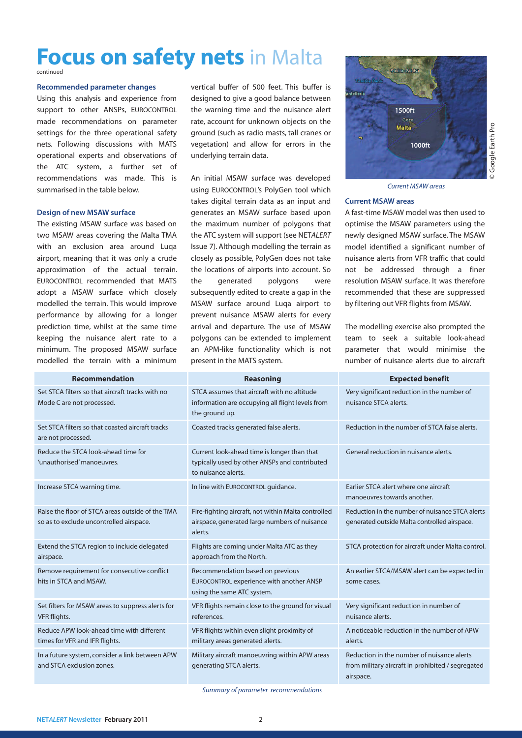# **Focus on safety nets** in Malta

continued

### Recommended parameter changes

Using this analysis and experience from support to other ANSPs, EUROCONTROL made recommendations on parameter settings for the three operational safety nets. Following discussions with MATS operational experts and observations of the ATC system, a further set of recommendations was made. This is summarised in the table below.

### Design of new MSAW surface

The existing MSAW surface was based on two MSAW areas covering the Malta TMA with an exclusion area around Luqa airport, meaning that it was only a crude approximation of the actual terrain. EUROCONTROL recommended that MATS adopt a MSAW surface which closely modelled the terrain. This would improve performance by allowing for a longer prediction time, whilst at the same time keeping the nuisance alert rate to a minimum. The proposed MSAW surface modelled the terrain with a minimum vertical buffer of 500 feet. This buffer is designed to give a good balance between the warning time and the nuisance alert rate, account for unknown objects on the ground (such as radio masts, tall cranes or vegetation) and allow for errors in the underlying terrain data.

An initial MSAW surface was developed using EUROCONTROL's PolyGen tool which takes digital terrain data as an input and generates an MSAW surface based upon the maximum number of polygons that the ATC system will support (see NET*ALERT* Issue 7). Although modelling the terrain as closely as possible, PolyGen does not take the locations of airports into account. So the generated polygons were subsequently edited to create a gap in the MSAW surface around Luqa airport to prevent nuisance MSAW alerts for every arrival and departure. The use of MSAW polygons can be extended to implement an APM-like functionality which is not present in the MATS system.

*Current MSAW areas*

### Current MSAW areas

A fast-time MSAW model was then used to optimise the MSAW parameters using the newly designed MSAW surface. The MSAW model identified a significant number of nuisance alerts from VFR traffic that could not be addressed through a finer resolution MSAW surface. It was therefore recommended that these are suppressed by filtering out VFR flights from MSAW.

The modelling exercise also prompted the team to seek a suitable look-ahead parameter that would minimise the number of nuisance alerts due to aircraft

| Recommendation | Reasoning | Expected benefit |
|---|---|---|
| Set STCA filters so that aircraft tracks with no Mode C are not processed. | STCA assumes that aircraft with no altitude information are occupying all flight levels from the ground up. | Very significant reduction in the number of nuisance STCA alerts. |
| Set STCA filters so that coasted aircraft tracks are not processed. | Coasted tracks generated false alerts. | Reduction in the number of STCA false alerts. |
| Reduce the STCA look-ahead time for 'unauthorised' manoeuvres. | Current look-ahead time is longer than that typically used by other ANSPs and contributed to nuisance alerts. | General reduction in nuisance alerts. |
| Increase STCA warning time. | In line with EUROCONTROL guidance. | Earlier STCA alert where one aircraft manoeuvres towards another. |
| Raise the floor of STCA areas outside of the TMA so as to exclude uncontrolled airspace. | Fire-fighting aircraft, not within Malta controlled airspace, generated large numbers of nuisance alerts. | Reduction in the number of nuisance STCA alerts generated outside Malta controlled airspace. |
| Extend the STCA region to include delegated airspace. | Flights are coming under Malta ATC as they approach from the North. | STCA protection for aircraft under Malta control. |
| Remove requirement for consecutive conflict hits in STCA and MSAW. | Recommendation based on previous EUROCONTROL experience with another ANSP using the same ATC system. | An earlier STCA/MSAW alert can be expected in some cases. |
| Set filters for MSAW areas to suppress alerts for VFR flights. | VFR flights remain close to the ground for visual references. | Very significant reduction in number of nuisance alerts. |
| Reduce APW look-ahead time with different times for VFR and IFR flights. | VFR flights within even slight proximity of military areas generated alerts. | A noticeable reduction in the number of APW alerts. |
| In a future system, consider a link between APW and STCA exclusion zones. | Military aircraft manoeuvring within APW areas generating STCA alerts. | Reduction in the number of nuisance alerts from military aircraft in prohibited / segregated airspace. |

*Summary of parameter recommendations*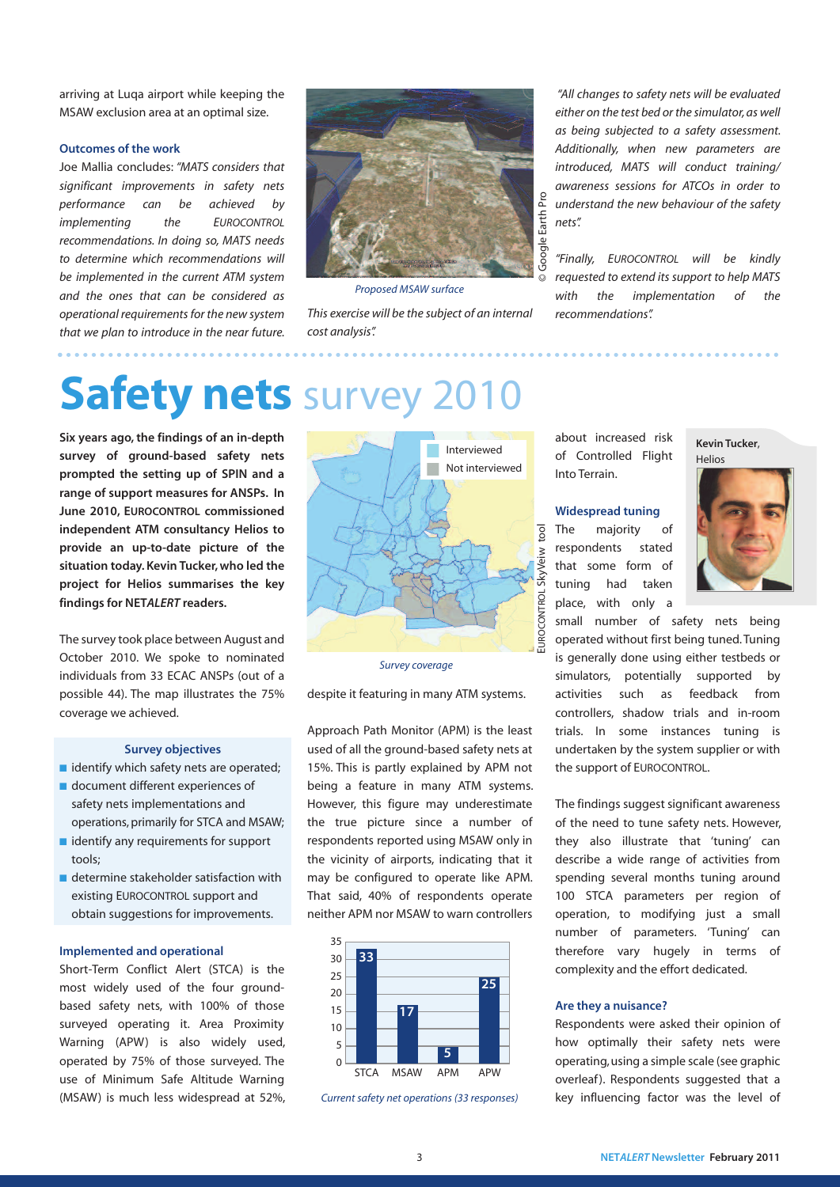arriving at Luqa airport while keeping the MSAW exclusion area at an optimal size.

### Outcomes of the work

Joe Mallia concludes: *"MATS considers that significant improvements in safety nets performance can be achieved by implementing the EUROCONTROL recommendations. In doing so, MATS needs to determine which recommendations will be implemented in the current ATM system and the ones that can be considered as operational requirements for the new system that we plan to introduce in the near future. This exercise will be the subject of an internal cost analysis".*

*Proposed MSAW surface*

© Google Earth Pro

*"All changes to safety nets will be evaluated either on the test bed or the simulator, as well as being subjected to a safety assessment. Additionally, when new parameters are introduced, MATS will conduct training/awareness sessions for ATCOs in order to understand the new behaviour of the safety nets".*

*"Finally, EUROCONTROL will be kindly requested to extend its support to help MATS with the implementation of the recommendations".*

# Safety nets survey 2010

**Six years ago, the findings of an in-depth survey of ground-based safety nets prompted the setting up of SPIN and a range of support measures for ANSPs. In June 2010, EUROCONTROL commissioned independent ATM consultancy Helios to provide an up-to-date picture of the situation today. Kevin Tucker, who led the project for Helios summarises the key findings for NET*ALERT* readers.**

**Kevin Tucker**, Helios

The survey took place between August and October 2010. We spoke to nominated individuals from 33 ECAC ANSPs (out of a possible 44). The map illustrates the 75% coverage we achieved.

Interviewed / Not interviewed

*Survey coverage*

EUROCONTROL SkyVeiw tool

### Survey objectives

- identify which safety nets are operated;
- document different experiences of safety nets implementations and operations, primarily for STCA and MSAW;
- identify any requirements for support tools;
- determine stakeholder satisfaction with existing EUROCONTROL support and obtain suggestions for improvements.

### Implemented and operational

Short-Term Conflict Alert (STCA) is the most widely used of the four ground-based safety nets, with 100% of those surveyed operating it. Area Proximity Warning (APW) is also widely used, operated by 75% of those surveyed. The use of Minimum Safe Altitude Warning (MSAW) is much less widespread at 52%, despite it featuring in many ATM systems.

Approach Path Monitor (APM) is the least used of all the ground-based safety nets at 15%. This is partly explained by APM not being a feature in many ATM systems. However, this figure may underestimate the true picture since a number of respondents reported using MSAW only in the vicinity of airports, indicating that it may be configured to operate like APM. That said, 40% of respondents operate neither APM nor MSAW to warn controllers about increased risk of Controlled Flight Into Terrain.

| STCA | MSAW | APM | APW |
|---|---|---|---|
| 33 | 17 | 5 | 25 |

*Current safety net operations (33 responses)*

### Widespread tuning

The majority of respondents stated that some form of tuning had taken place, with only a small number of safety nets being operated without first being tuned. Tuning is generally done using either testbeds or simulators, potentially supported by activities such as feedback from controllers, shadow trials and in-room trials. In some instances tuning is undertaken by the system supplier or with the support of EUROCONTROL.

The findings suggest significant awareness of the need to tune safety nets. However, they also illustrate that 'tuning' can describe a wide range of activities from spending several months tuning around 100 STCA parameters per region of operation, to modifying just a small number of parameters. 'Tuning' can therefore vary hugely in terms of complexity and the effort dedicated.

### Are they a nuisance?

Respondents were asked their opinion of how optimally their safety nets were operating, using a simple scale (see graphic overleaf). Respondents suggested that a key influencing factor was the level of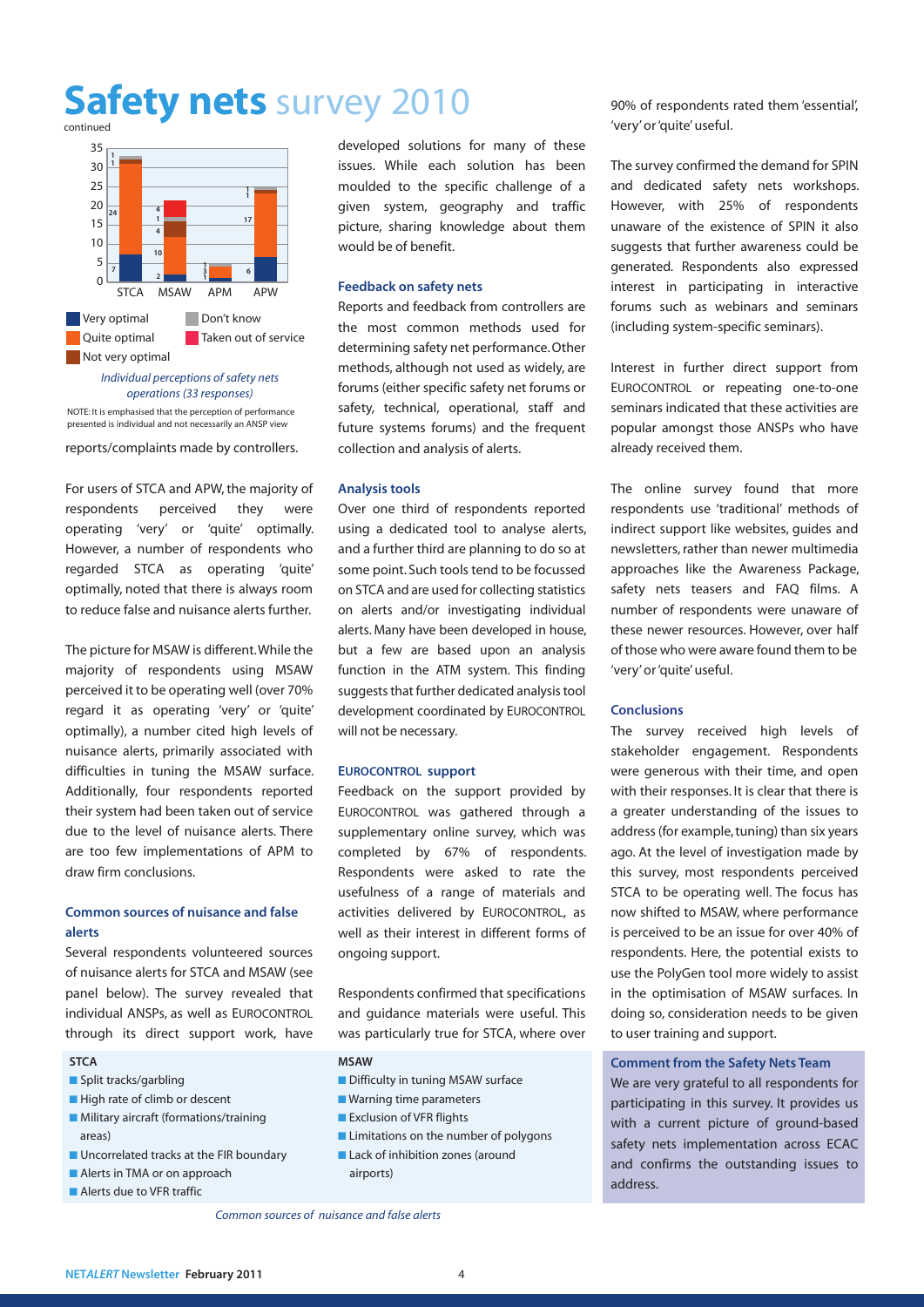# **Safety nets** survey 2010

continued

| | STCA | MSAW | APM | APW |
|---|---|---|---|---|
| Very optimal | 7 | 2 | 1 | 6 |
| Quite optimal | 24 | 10 | 3 | 17 |
| Not very optimal | 1 | 4 | | 1 |
| Don't know | 1 | 1 | 1 | 1 |
| Taken out of service | | 4 | | |

*Individual perceptions of safety nets operations (33 responses)*

NOTE: It is emphasised that the perception of performance presented is individual and not necessarily an ANSP view

reports/complaints made by controllers.

For users of STCA and APW, the majority of respondents perceived they were operating 'very' or 'quite' optimally. However, a number of respondents who regarded STCA as operating 'quite' optimally, noted that there is always room to reduce false and nuisance alerts further.

The picture for MSAW is different. While the majority of respondents using MSAW perceived it to be operating well (over 70% regard it as operating 'very' or 'quite' optimally), a number cited high levels of nuisance alerts, primarily associated with difficulties in tuning the MSAW surface. Additionally, four respondents reported their system had been taken out of service due to the level of nuisance alerts. There are too few implementations of APM to draw firm conclusions.

### Common sources of nuisance and false alerts

Several respondents volunteered sources of nuisance alerts for STCA and MSAW (see panel below). The survey revealed that individual ANSPs, as well as EUROCONTROL through its direct support work, have developed solutions for many of these issues. While each solution has been moulded to the specific challenge of a given system, geography and traffic picture, sharing knowledge about them would be of benefit.

### Feedback on safety nets

Reports and feedback from controllers are the most common methods used for determining safety net performance. Other methods, although not used as widely, are forums (either specific safety net forums or safety, technical, operational, staff and future systems forums) and the frequent collection and analysis of alerts.

### Analysis tools

Over one third of respondents reported using a dedicated tool to analyse alerts, and a further third are planning to do so at some point. Such tools tend to be focussed on STCA and are used for collecting statistics on alerts and/or investigating individual alerts. Many have been developed in house, but a few are based upon an analysis function in the ATM system. This finding suggests that further dedicated analysis tool development coordinated by EUROCONTROL will not be necessary.

### EUROCONTROL support

Feedback on the support provided by EUROCONTROL was gathered through a supplementary online survey, which was completed by 67% of respondents. Respondents were asked to rate the usefulness of a range of materials and activities delivered by EUROCONTROL, as well as their interest in different forms of ongoing support.

Respondents confirmed that specifications and guidance materials were useful. This was particularly true for STCA, where over 90% of respondents rated them 'essential', 'very' or 'quite' useful.

The survey confirmed the demand for SPIN and dedicated safety nets workshops. However, with 25% of respondents unaware of the existence of SPIN it also suggests that further awareness could be generated. Respondents also expressed interest in participating in interactive forums such as webinars and seminars (including system-specific seminars).

Interest in further direct support from EUROCONTROL or repeating one-to-one seminars indicated that these activities are popular amongst those ANSPs who have already received them.

The online survey found that more respondents use 'traditional' methods of indirect support like websites, guides and newsletters, rather than newer multimedia approaches like the Awareness Package, safety nets teasers and FAQ films. A number of respondents were unaware of these newer resources. However, over half of those who were aware found them to be 'very' or 'quite' useful.

### Conclusions

The survey received high levels of stakeholder engagement. Respondents were generous with their time, and open with their responses. It is clear that there is a greater understanding of the issues to address (for example, tuning) than six years ago. At the level of investigation made by this survey, most respondents perceived STCA to be operating well. The focus has now shifted to MSAW, where performance is perceived to be an issue for over 40% of respondents. Here, the potential exists to use the PolyGen tool more widely to assist in the optimisation of MSAW surfaces. In doing so, consideration needs to be given to user training and support.

**STCA**

- Split tracks/garbling
- High rate of climb or descent
- Military aircraft (formations/training areas)
- Uncorrelated tracks at the FIR boundary
- Alerts in TMA or on approach
- Alerts due to VFR traffic

**MSAW**

- Difficulty in tuning MSAW surface
- Warning time parameters
- Exclusion of VFR flights
- Limitations on the number of polygons
- Lack of inhibition zones (around airports)

*Common sources of nuisance and false alerts*

**Comment from the Safety Nets Team**

We are very grateful to all respondents for participating in this survey. It provides us with a current picture of ground-based safety nets implementation across ECAC and confirms the outstanding issues to address.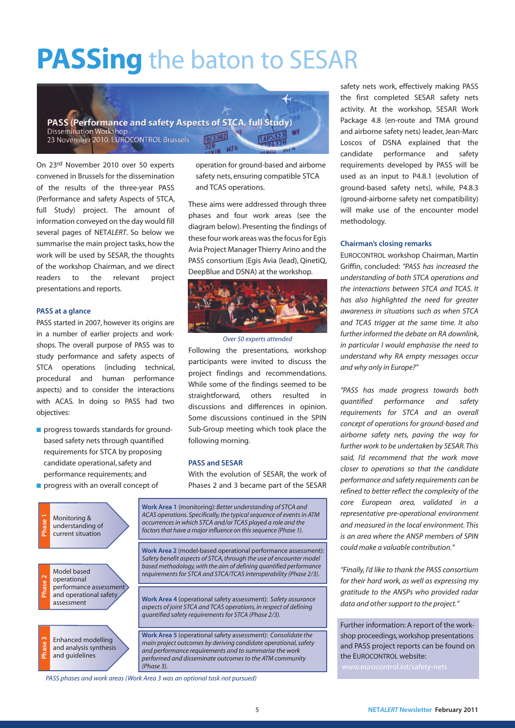# **PASSing** the baton to SESAR

**PASS (Performance and safety Aspects of STCA, full Study)**
Dissemination Workshop
23 November 2010, EUROCONTROL Brussels

On 23rd November 2010 over 50 experts convened in Brussels for the dissemination of the results of the three-year PASS (Performance and safety Aspects of STCA, full Study) project. The amount of information conveyed on the day would fill several pages of NET*ALERT*. So below we summarise the main project tasks, how the work will be used by SESAR, the thoughts of the workshop Chairman, and we direct readers to the relevant project presentations and reports.

### PASS at a glance

PASS started in 2007, however its origins are in a number of earlier projects and workshops. The overall purpose of PASS was to study performance and safety aspects of STCA operations (including technical, procedural and human performance aspects) and to consider the interactions with ACAS. In doing so PASS had two objectives:

- progress towards standards for ground-based safety nets through quantified requirements for STCA by proposing candidate operational, safety and performance requirements; and
- progress with an overall concept of operation for ground-based and airborne safety nets, ensuring compatible STCA and TCAS operations.

These aims were addressed through three phases and four work areas (see the diagram below). Presenting the findings of these four work areas was the focus for Egis Avia Project Manager Thierry Arino and the PASS consortium (Egis Avia (lead), QinetiQ, DeepBlue and DSNA) at the workshop.

*Over 50 experts attended*

Following the presentations, workshop participants were invited to discuss the project findings and recommendations. While some of the findings seemed to be straightforward, others resulted in discussions and differences in opinion. Some discussions continued in the SPIN Sub-Group meeting which took place the following morning.

### PASS and SESAR

With the evolution of SESAR, the work of Phases 2 and 3 became part of the SESAR safety nets work, effectively making PASS the first completed SESAR safety nets activity. At the workshop, SESAR Work Package 4.8 (en-route and TMA ground and airborne safety nets) leader, Jean-Marc Loscos of DSNA explained that the candidate performance and safety requirements developed by PASS will be used as an input to P4.8.1 (evolution of ground-based safety nets), while, P4.8.3 (ground-airborne safety net compatibility) will make use of the encounter model methodology.

| Phase | Work Area |
|---|---|
| Phase 1: Monitoring & understanding of current situation | **Work Area 1** (monitoring): *Better understanding of STCA and ACAS operations. Specifically, the typical sequence of events in ATM occurrences in which STCA and/or TCAS played a role and the factors that have a major influence on this sequence (Phase 1).* |
| Phase 2: Model based operational performance assessment and operational safety assessment | **Work Area 2** (model-based operational performance assessment): *Safety benefit aspects of STCA, through the use of encounter model based methodology, with the aim of defining quantified performance requirements for STCA and STCA/TCAS interoperability (Phase 2/3).* |
| | **Work Area 4** (operational safety assessment): *Safety assurance aspects of joint STCA and TCAS operations, in respect of defining quantified safety requirements for STCA (Phase 2/3).* |
| Phase 3: Enhanced modelling and analysis synthesis and guidelines | **Work Area 5** (operational safety assessment): *Consolidate the main project outcomes by deriving candidate operational, safety and performance requirements and to summarise the work performed and disseminate outcomes to the ATM community (Phase 3).* |

*PASS phases and work areas (Work Area 3 was an optional task not pursued)*

### Chairman's closing remarks

EUROCONTROL workshop Chairman, Martin Griffin, concluded: *"PASS has increased the understanding of both STCA operations and the interactions between STCA and TCAS. It has also highlighted the need for greater awareness in situations such as when STCA and TCAS trigger at the same time. It also further informed the debate on RA downlink, in particular I would emphasise the need to understand why RA empty messages occur and why only in Europe?"*

*"PASS has made progress towards both quantified performance and safety requirements for STCA and an overall concept of operations for ground-based and airborne safety nets, paving the way for further work to be undertaken by SESAR. This said, I'd recommend that the work move closer to operations so that the candidate performance and safety requirements can be refined to better reflect the complexity of the core European area, validated in a representative pre-operational environment and measured in the local environment. This is an area where the ANSP members of SPIN could make a valuable contribution."*

*"Finally, I'd like to thank the PASS consortium for their hard work, as well as expressing my gratitude to the ANSPs who provided radar data and other support to the project."*

Further information: A report of the workshop proceedings, workshop presentations and PASS project reports can be found on the EUROCONTROL website:
www.eurocontrol.int/safety-nets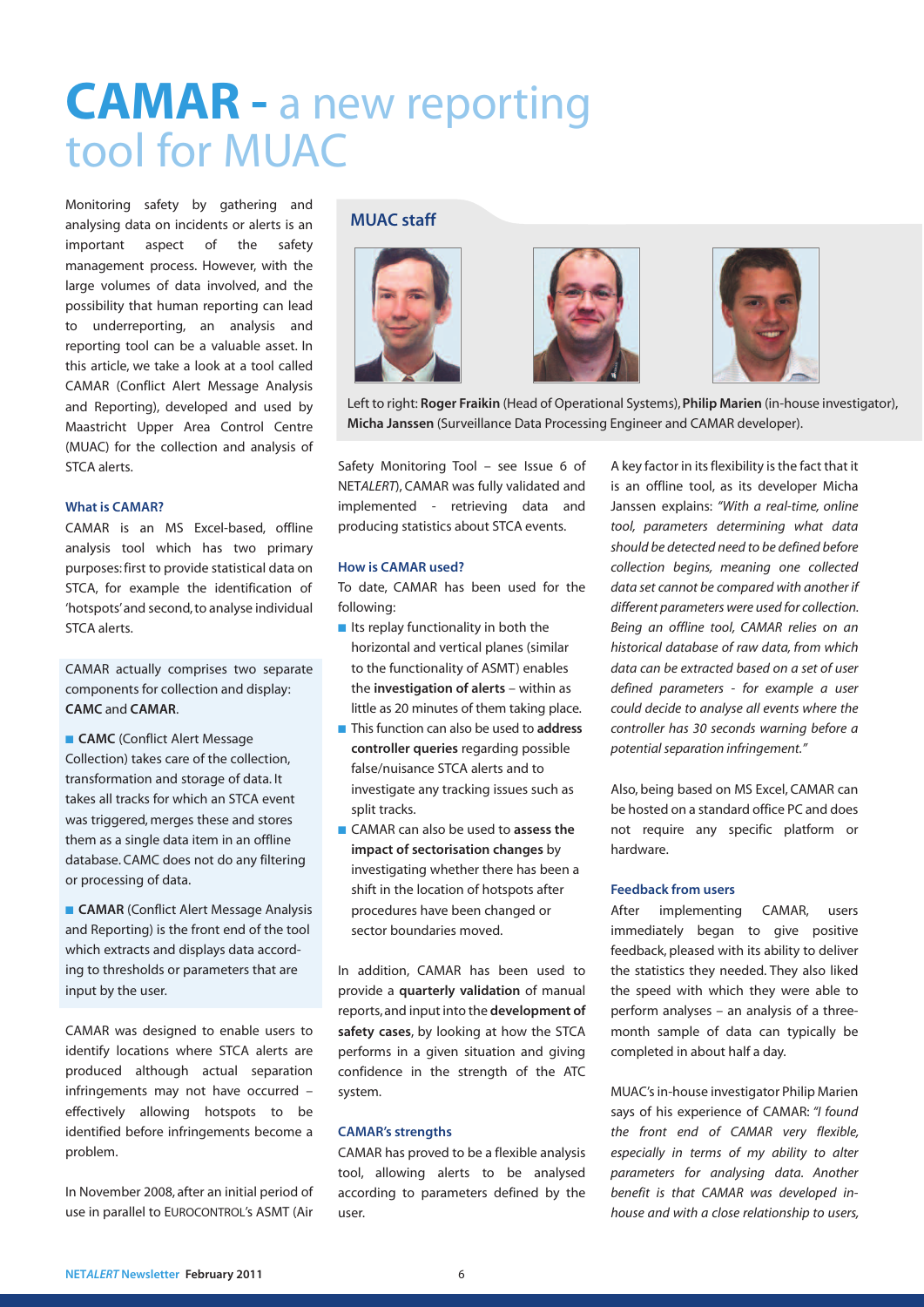# CAMAR - a new reporting tool for MUAC

Monitoring safety by gathering and analysing data on incidents or alerts is an important aspect of the safety management process. However, with the large volumes of data involved, and the possibility that human reporting can lead to underreporting, an analysis and reporting tool can be a valuable asset. In this article, we take a look at a tool called CAMAR (Conflict Alert Message Analysis and Reporting), developed and used by Maastricht Upper Area Control Centre (MUAC) for the collection and analysis of STCA alerts.

### What is CAMAR?

CAMAR is an MS Excel-based, offline analysis tool which has two primary purposes: first to provide statistical data on STCA, for example the identification of 'hotspots' and second, to analyse individual STCA alerts.

CAMAR actually comprises two separate components for collection and display: **CAMC** and **CAMAR**.

- **CAMC** (Conflict Alert Message Collection) takes care of the collection, transformation and storage of data. It takes all tracks for which an STCA event was triggered, merges these and stores them as a single data item in an offline database. CAMC does not do any filtering or processing of data.
- **CAMAR** (Conflict Alert Message Analysis and Reporting) is the front end of the tool which extracts and displays data according to thresholds or parameters that are input by the user.

CAMAR was designed to enable users to identify locations where STCA alerts are produced although actual separation infringements may not have occurred – effectively allowing hotspots to be identified before infringements become a problem.

In November 2008, after an initial period of use in parallel to EUROCONTROL's ASMT (Air Safety Monitoring Tool – see Issue 6 of NET*ALERT*), CAMAR was fully validated and implemented - retrieving data and producing statistics about STCA events.

**MUAC staff**

Left to right: **Roger Fraikin** (Head of Operational Systems), **Philip Marien** (in-house investigator), **Micha Janssen** (Surveillance Data Processing Engineer and CAMAR developer).

### How is CAMAR used?

To date, CAMAR has been used for the following:

- Its replay functionality in both the horizontal and vertical planes (similar to the functionality of ASMT) enables the **investigation of alerts** – within as little as 20 minutes of them taking place.
- This function can also be used to **address controller queries** regarding possible false/nuisance STCA alerts and to investigate any tracking issues such as split tracks.
- CAMAR can also be used to **assess the impact of sectorisation changes** by investigating whether there has been a shift in the location of hotspots after procedures have been changed or sector boundaries moved.

In addition, CAMAR has been used to provide a **quarterly validation** of manual reports, and input into the **development of safety cases**, by looking at how the STCA performs in a given situation and giving confidence in the strength of the ATC system.

### CAMAR's strengths

CAMAR has proved to be a flexible analysis tool, allowing alerts to be analysed according to parameters defined by the user.

A key factor in its flexibility is the fact that it is an offline tool, as its developer Micha Janssen explains: *"With a real-time, online tool, parameters determining what data should be detected need to be defined before collection begins, meaning one collected data set cannot be compared with another if different parameters were used for collection. Being an offline tool, CAMAR relies on an historical database of raw data, from which data can be extracted based on a set of user defined parameters - for example a user could decide to analyse all events where the controller has 30 seconds warning before a potential separation infringement."*

Also, being based on MS Excel, CAMAR can be hosted on a standard office PC and does not require any specific platform or hardware.

### Feedback from users

After implementing CAMAR, users immediately began to give positive feedback, pleased with its ability to deliver the statistics they needed. They also liked the speed with which they were able to perform analyses – an analysis of a three-month sample of data can typically be completed in about half a day.

MUAC's in-house investigator Philip Marien says of his experience of CAMAR: *"I found the front end of CAMAR very flexible, especially in terms of my ability to alter parameters for analysing data. Another benefit is that CAMAR was developed in-house and with a close relationship to users,*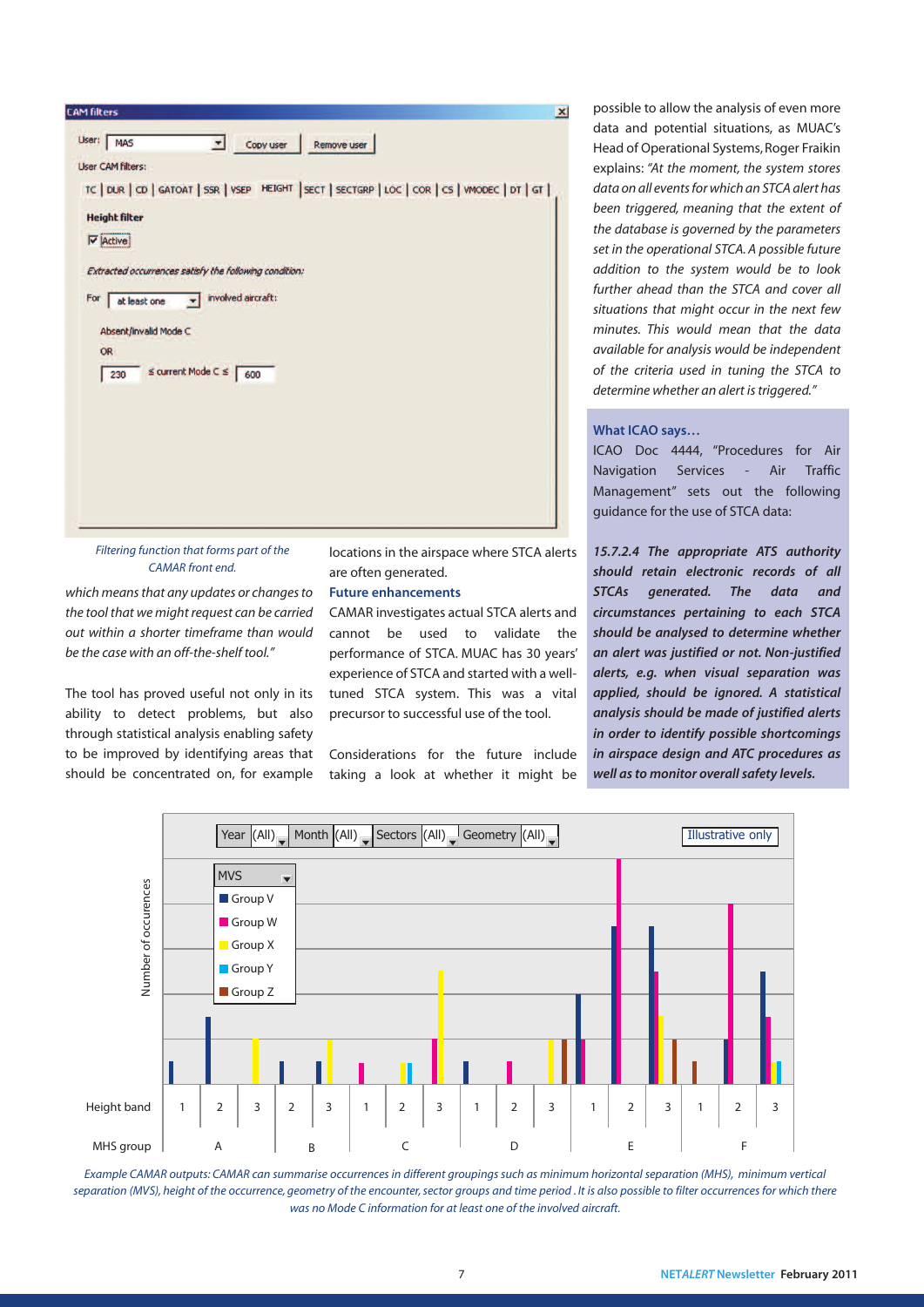*Filtering function that forms part of the CAMAR front end.*

*which means that any updates or changes to the tool that we might request can be carried out within a shorter timeframe than would be the case with an off-the-shelf tool."*

The tool has proved useful not only in its ability to detect problems, but also through statistical analysis enabling safety to be improved by identifying areas that should be concentrated on, for example locations in the airspace where STCA alerts are often generated.

### Future enhancements

CAMAR investigates actual STCA alerts and cannot be used to validate the performance of STCA. MUAC has 30 years' experience of STCA and started with a well-tuned STCA system. This was a vital precursor to successful use of the tool.

Considerations for the future include taking a look at whether it might be possible to allow the analysis of even more data and potential situations, as MUAC's Head of Operational Systems, Roger Fraikin explains: *"At the moment, the system stores data on all events for which an STCA alert has been triggered, meaning that the extent of the database is governed by the parameters set in the operational STCA. A possible future addition to the system would be to look further ahead than the STCA and cover all situations that might occur in the next few minutes. This would mean that the data available for analysis would be independent of the criteria used in tuning the STCA to determine whether an alert is triggered."*

### What ICAO says…

ICAO Doc 4444, "Procedures for Air Navigation Services - Air Traffic Management" sets out the following guidance for the use of STCA data:

***15.7.2.4 The appropriate ATS authority should retain electronic records of all STCAs generated. The data and circumstances pertaining to each STCA should be analysed to determine whether an alert was justified or not. Non-justified alerts, e.g. when visual separation was applied, should be ignored. A statistical analysis should be made of justified alerts in order to identify possible shortcomings in airspace design and ATC procedures as well as to monitor overall safety levels.***

*Example CAMAR outputs: CAMAR can summarise occurrences in different groupings such as minimum horizontal separation (MHS), minimum vertical separation (MVS), height of the occurrence, geometry of the encounter, sector groups and time period . It is also possible to filter occurrences for which there was no Mode C information for at least one of the involved aircraft.*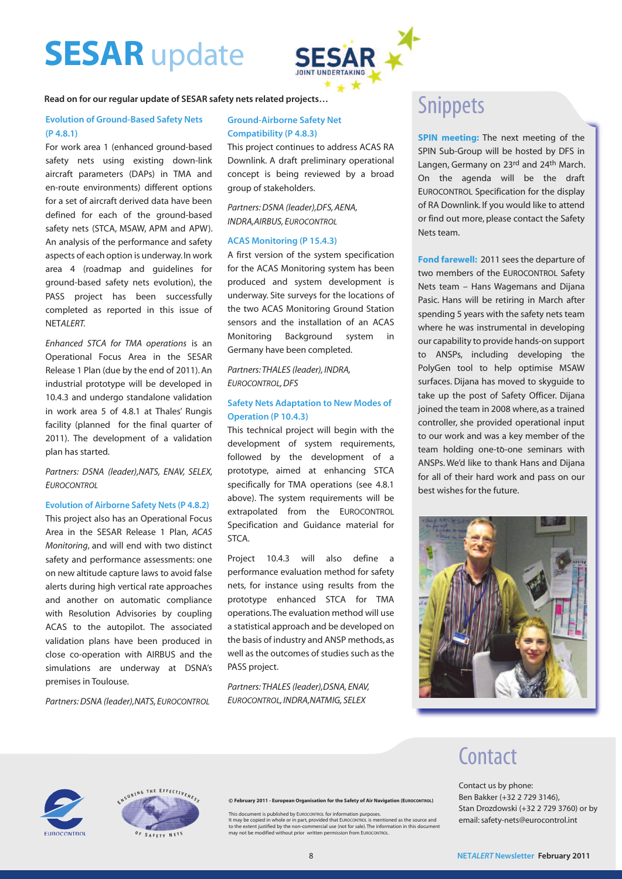# SESAR update

**Read on for our regular update of SESAR safety nets related projects…**

### Evolution of Ground-Based Safety Nets (P 4.8.1)

For work area 1 (enhanced ground-based safety nets using existing down-link aircraft parameters (DAPs) in TMA and en-route environments) different options for a set of aircraft derived data have been defined for each of the ground-based safety nets (STCA, MSAW, APM and APW). An analysis of the performance and safety aspects of each option is underway. In work area 4 (roadmap and guidelines for ground-based safety nets evolution), the PASS project has been successfully completed as reported in this issue of NET*ALERT*.

*Enhanced STCA for TMA operations* is an Operational Focus Area in the SESAR Release 1 Plan (due by the end of 2011). An industrial prototype will be developed in 10.4.3 and undergo standalone validation in work area 5 of 4.8.1 at Thales' Rungis facility (planned for the final quarter of 2011). The development of a validation plan has started.

*Partners: DSNA (leader), NATS, ENAV, SELEX, EUROCONTROL*

### Evolution of Airborne Safety Nets (P 4.8.2)

This project also has an Operational Focus Area in the SESAR Release 1 Plan, *ACAS Monitoring*, and will end with two distinct safety and performance assessments: one on new altitude capture laws to avoid false alerts during high vertical rate approaches and another on automatic compliance with Resolution Advisories by coupling ACAS to the autopilot. The associated validation plans have been produced in close co-operation with AIRBUS and the simulations are underway at DSNA's premises in Toulouse.

*Partners: DSNA (leader), NATS, EUROCONTROL*

### Ground-Airborne Safety Net Compatibility (P 4.8.3)

This project continues to address ACAS RA Downlink. A draft preliminary operational concept is being reviewed by a broad group of stakeholders.

*Partners: DSNA (leader), DFS, AENA, INDRA, AIRBUS, EUROCONTROL*

### ACAS Monitoring (P 15.4.3)

A first version of the system specification for the ACAS Monitoring system has been produced and system development is underway. Site surveys for the locations of the two ACAS Monitoring Ground Station sensors and the installation of an ACAS Monitoring Background system in Germany have been completed.

*Partners: THALES (leader), INDRA, EUROCONTROL, DFS*

### Safety Nets Adaptation to New Modes of Operation (P 10.4.3)

This technical project will begin with the development of system requirements, followed by the development of a prototype, aimed at enhancing STCA specifically for TMA operations (see 4.8.1 above). The system requirements will be extrapolated from the EUROCONTROL Specification and Guidance material for STCA.

Project 10.4.3 will also define a performance evaluation method for safety nets, for instance using results from the prototype enhanced STCA for TMA operations. The evaluation method will use a statistical approach and be developed on the basis of industry and ANSP methods, as well as the outcomes of studies such as the PASS project.

*Partners: THALES (leader), DSNA, ENAV, EUROCONTROL, INDRA, NATMIG, SELEX*

## Snippets

**SPIN meeting:** The next meeting of the SPIN Sub-Group will be hosted by DFS in Langen, Germany on 23rd and 24th March. On the agenda will be the draft EUROCONTROL Specification for the display of RA Downlink. If you would like to attend or find out more, please contact the Safety Nets team.

**Fond farewell:** 2011 sees the departure of two members of the EUROCONTROL Safety Nets team – Hans Wagemans and Dijana Pasic. Hans will be retiring in March after spending 5 years with the safety nets team where he was instrumental in developing our capability to provide hands-on support to ANSPs, including developing the PolyGen tool to help optimise MSAW surfaces. Dijana has moved to skyguide to take up the post of Safety Officer. Dijana joined the team in 2008 where, as a trained controller, she provided operational input to our work and was a key member of the team holding one-to-one seminars with ANSPs. We'd like to thank Hans and Dijana for all of their hard work and pass on our best wishes for the future.

## Contact

Contact us by phone:
Ben Bakker (+32 2 729 3146),
Stan Drozdowski (+32 2 729 3760) or by
email: safety-nets@eurocontrol.int

**© February 2011 - European Organisation for the Safety of Air Navigation (EUROCONTROL)**

This document is published by EUROCONTROL for information purposes. It may be copied in whole or in part, provided that EUROCONTROL is mentioned as the source and to the extent justified by the non-commercial use (not for sale). The information in this document may not be modified without prior written permission from EUROCONTROL.